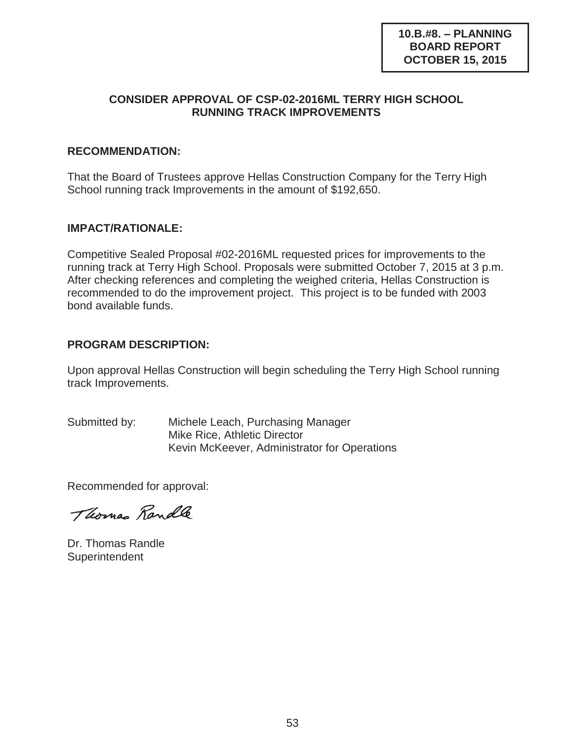**10.B.#8. – PLANNING BOARD REPORT OCTOBER 15, 2015**

## CONSIDER APPROVAL OF CSP-02-2016ML TERRY HIGH SCHOOL RUNNING TRACK IMPROVEMENTS

### RECOMMENDATION:

That the Board of Trustees approve Hellas Construction Company for the Terry High School running track Improvements in the amount of $192,650.

### IMPACT/RATIONALE:

Competitive Sealed Proposal #02-2016ML requested prices for improvements to the running track at Terry High School. Proposals were submitted October 7, 2015 at 3 p.m. After checking references and completing the weighed criteria, Hellas Construction is recommended to do the improvement project. This project is to be funded with 2003 bond available funds.

### PROGRAM DESCRIPTION:

Upon approval Hellas Construction will begin scheduling the Terry High School running track Improvements.

Submitted by: Michele Leach, Purchasing Manager
Mike Rice, Athletic Director
Kevin McKeever, Administrator for Operations

Recommended for approval:

Thomas Randle

Dr. Thomas Randle
Superintendent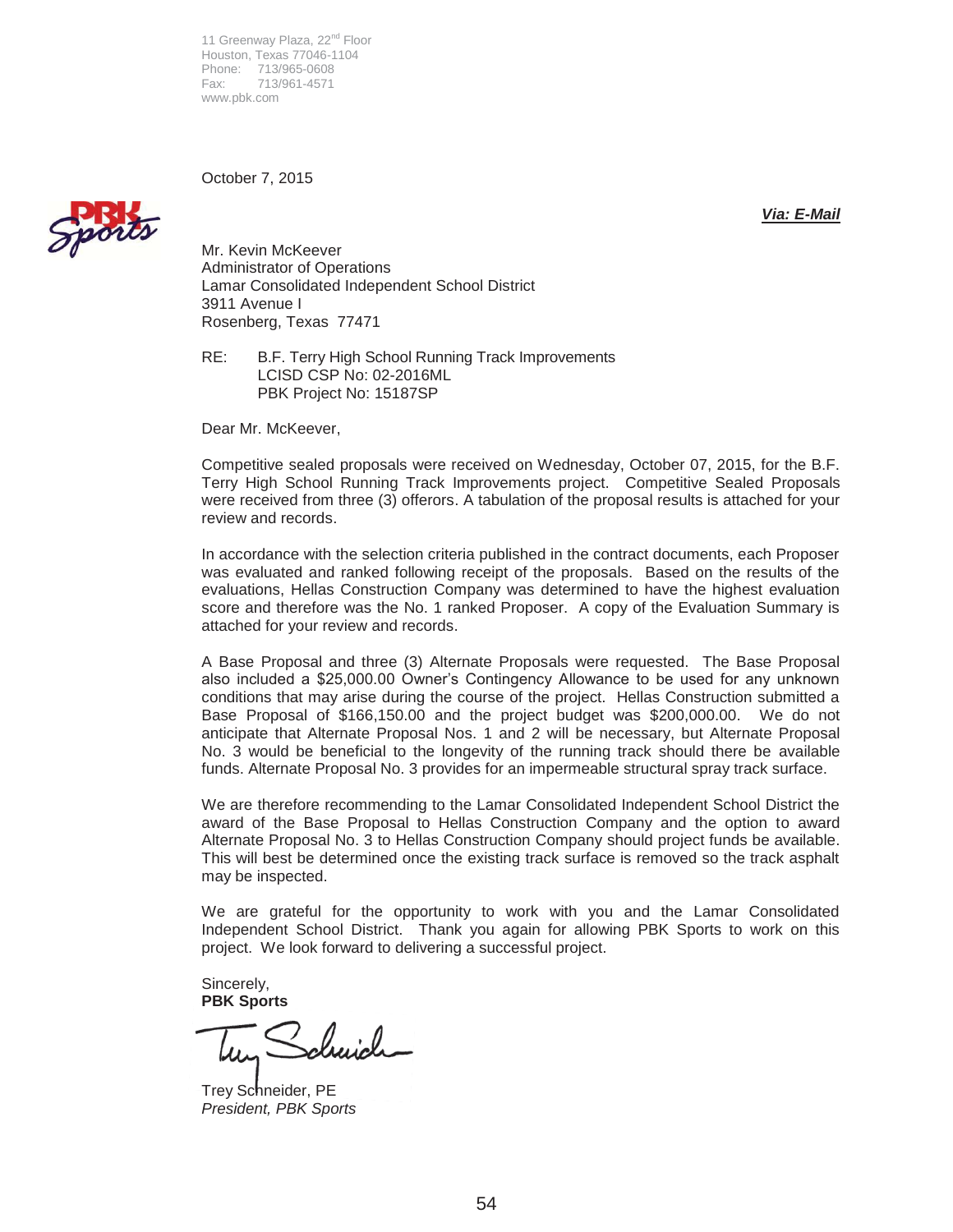11 Greenway Plaza, 22nd Floor
Houston, Texas 77046-1104
Phone: 713/965-0608
Fax: 713/961-4571
www.pbk.com

October 7, 2015

***Via: E-Mail***

Mr. Kevin McKeever
Administrator of Operations
Lamar Consolidated Independent School District
3911 Avenue I
Rosenberg, Texas 77471

RE: B.F. Terry High School Running Track Improvements
LCISD CSP No: 02-2016ML
PBK Project No: 15187SP

Dear Mr. McKeever,

Competitive sealed proposals were received on Wednesday, October 07, 2015, for the B.F. Terry High School Running Track Improvements project. Competitive Sealed Proposals were received from three (3) offerors. A tabulation of the proposal results is attached for your review and records.

In accordance with the selection criteria published in the contract documents, each Proposer was evaluated and ranked following receipt of the proposals. Based on the results of the evaluations, Hellas Construction Company was determined to have the highest evaluation score and therefore was the No. 1 ranked Proposer. A copy of the Evaluation Summary is attached for your review and records.

A Base Proposal and three (3) Alternate Proposals were requested. The Base Proposal also included a $25,000.00 Owner's Contingency Allowance to be used for any unknown conditions that may arise during the course of the project. Hellas Construction submitted a Base Proposal of $166,150.00 and the project budget was $200,000.00. We do not anticipate that Alternate Proposal Nos. 1 and 2 will be necessary, but Alternate Proposal No. 3 would be beneficial to the longevity of the running track should there be available funds. Alternate Proposal No. 3 provides for an impermeable structural spray track surface.

We are therefore recommending to the Lamar Consolidated Independent School District the award of the Base Proposal to Hellas Construction Company and the option to award Alternate Proposal No. 3 to Hellas Construction Company should project funds be available. This will best be determined once the existing track surface is removed so the track asphalt may be inspected.

We are grateful for the opportunity to work with you and the Lamar Consolidated Independent School District. Thank you again for allowing PBK Sports to work on this project. We look forward to delivering a successful project.

Sincerely,
**PBK Sports**

Trey Schneider, PE
*President, PBK Sports*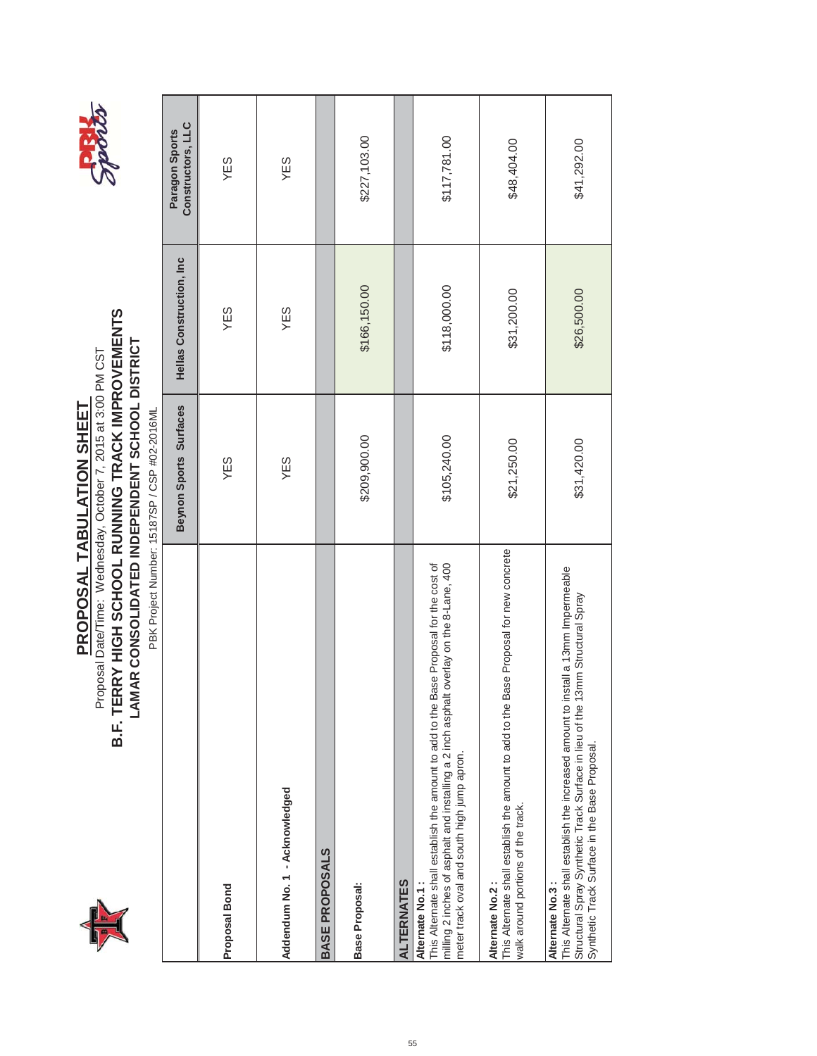# PROPOSAL TABULATION SHEET

Proposal Date/Time: Wednesday, October 7, 2015 at 3:00 PM CST

## B.F. TERRY HIGH SCHOOL RUNNING TRACK IMPROVEMENTS

### LAMAR CONSOLIDATED INDEPENDENT SCHOOL DISTRICT

PBK Project Number: 15187SP / CSP #02-2016ML

| | Beynon Sports Surfaces | Hellas Construction, Inc | Paragon Sports Constructors, LLC |
|---|---|---|---|
| **Proposal Bond** | YES | YES | YES |
| **Addendum No. 1 - Acknowledged** | YES | YES | YES |
| **BASE PROPOSALS** | | | |
| **Base Proposal:** | $209,900.00 | $166,150.00 | $227,103.00 |
| **ALTERNATES** | | | |
| **Alternate No.1:** This Alternate shall establish the amount to add to the Base Proposal for the cost of milling 2 inches of asphalt and installing a 2 inch asphalt overlay on the 8-Lane, 400 meter track oval and south high jump apron. | $105,240.00 | $118,000.00 | $117,781.00 |
| **Alternate No.2:** This Alternate shall establish the amount to add to the Base Proposal for new concrete walk around portions of the track. | $21,250.00 | $31,200.00 | $48,404.00 |
| **Alternate No.3:** This Alternate shall establish the increased amount to install a 13mm Impermeable Structural Spray Synthetic Track Surface in lieu of the 13mm Structural Spray Synthetic Track Surface in the Base Proposal. | $31,420.00 | $26,500.00 | $41,292.00 |